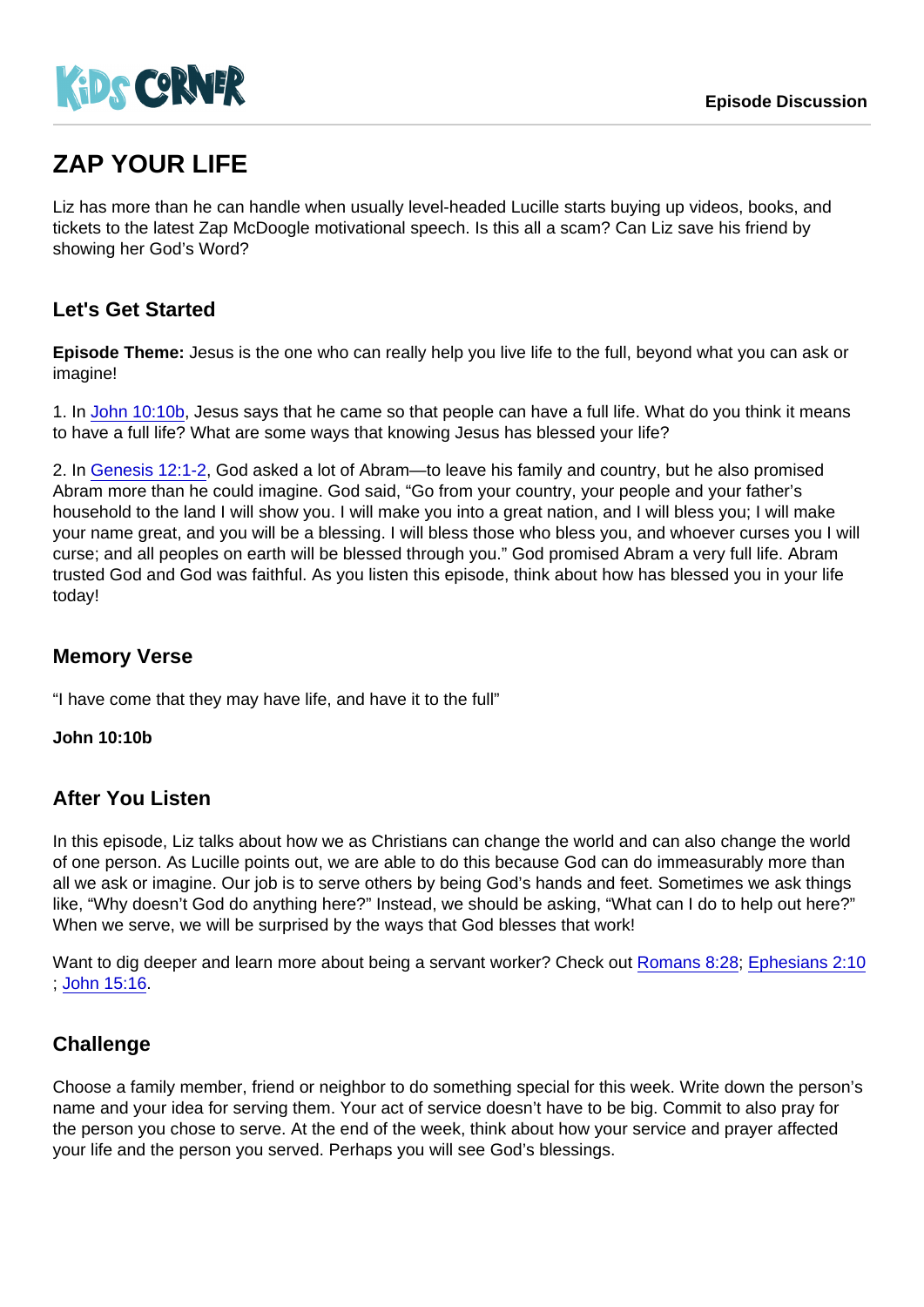KiDS CORNER

**Episode Discussion**

# ZAP YOUR LIFE

Liz has more than he can handle when usually level-headed Lucille starts buying up videos, books, and tickets to the latest Zap McDoogle motivational speech. Is this all a scam? Can Liz save his friend by showing her God's Word?

## Let's Get Started

**Episode Theme:** Jesus is the one who can really help you live life to the full, beyond what you can ask or imagine!

1. In John 10:10b, Jesus says that he came so that people can have a full life. What do you think it means to have a full life? What are some ways that knowing Jesus has blessed your life?

2. In Genesis 12:1-2, God asked a lot of Abram—to leave his family and country, but he also promised Abram more than he could imagine. God said, "Go from your country, your people and your father's household to the land I will show you. I will make you into a great nation, and I will bless you; I will make your name great, and you will be a blessing. I will bless those who bless you, and whoever curses you I will curse; and all peoples on earth will be blessed through you." God promised Abram a very full life. Abram trusted God and God was faithful. As you listen this episode, think about how has blessed you in your life today!

## Memory Verse

"I have come that they may have life, and have it to the full"

**John 10:10b**

## After You Listen

In this episode, Liz talks about how we as Christians can change the world and can also change the world of one person. As Lucille points out, we are able to do this because God can do immeasurably more than all we ask or imagine. Our job is to serve others by being God's hands and feet. Sometimes we ask things like, "Why doesn't God do anything here?" Instead, we should be asking, "What can I do to help out here?" When we serve, we will be surprised by the ways that God blesses that work!

Want to dig deeper and learn more about being a servant worker? Check out Romans 8:28; Ephesians 2:10; John 15:16.

## Challenge

Choose a family member, friend or neighbor to do something special for this week. Write down the person's name and your idea for serving them. Your act of service doesn't have to be big. Commit to also pray for the person you chose to serve. At the end of the week, think about how your service and prayer affected your life and the person you served. Perhaps you will see God's blessings.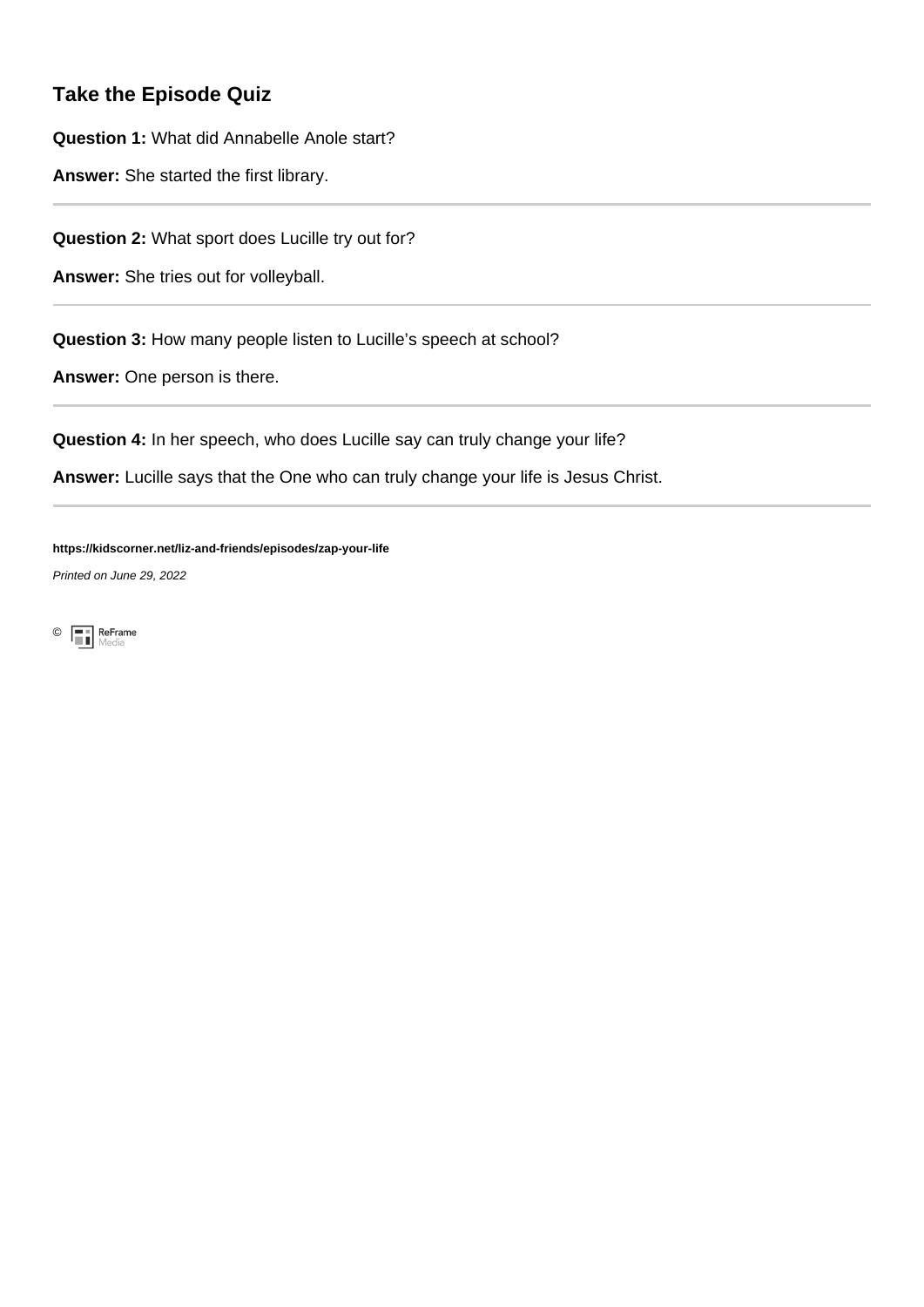## Take the Episode Quiz

**Question 1:** What did Annabelle Anole start?

**Answer:** She started the first library.

---

**Question 2:** What sport does Lucille try out for?

**Answer:** She tries out for volleyball.

---

**Question 3:** How many people listen to Lucille's speech at school?

**Answer:** One person is there.

---

**Question 4:** In her speech, who does Lucille say can truly change your life?

**Answer:** Lucille says that the One who can truly change your life is Jesus Christ.

---

**https://kidscorner.net/liz-and-friends/episodes/zap-your-life**

*Printed on June 29, 2022*

© ReFrame Media